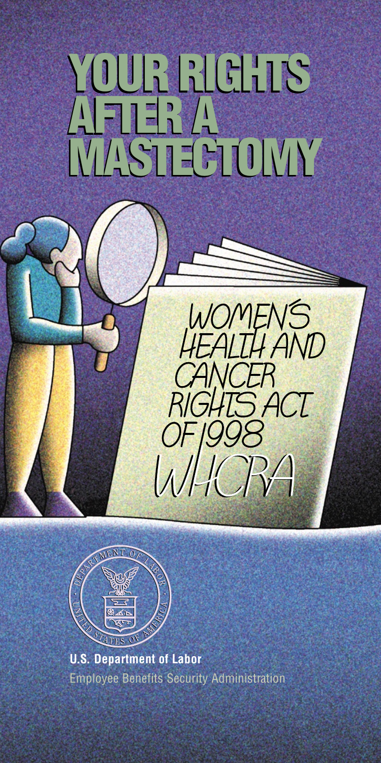# YOUR RIGHTS AFTER A MASTECTOMY

WOMEN'S HEALTH AND CANCER RIGHTS ACT OF 1998

WHCRA

**U.S. Department of Labor**

Employee Benefits Security Administration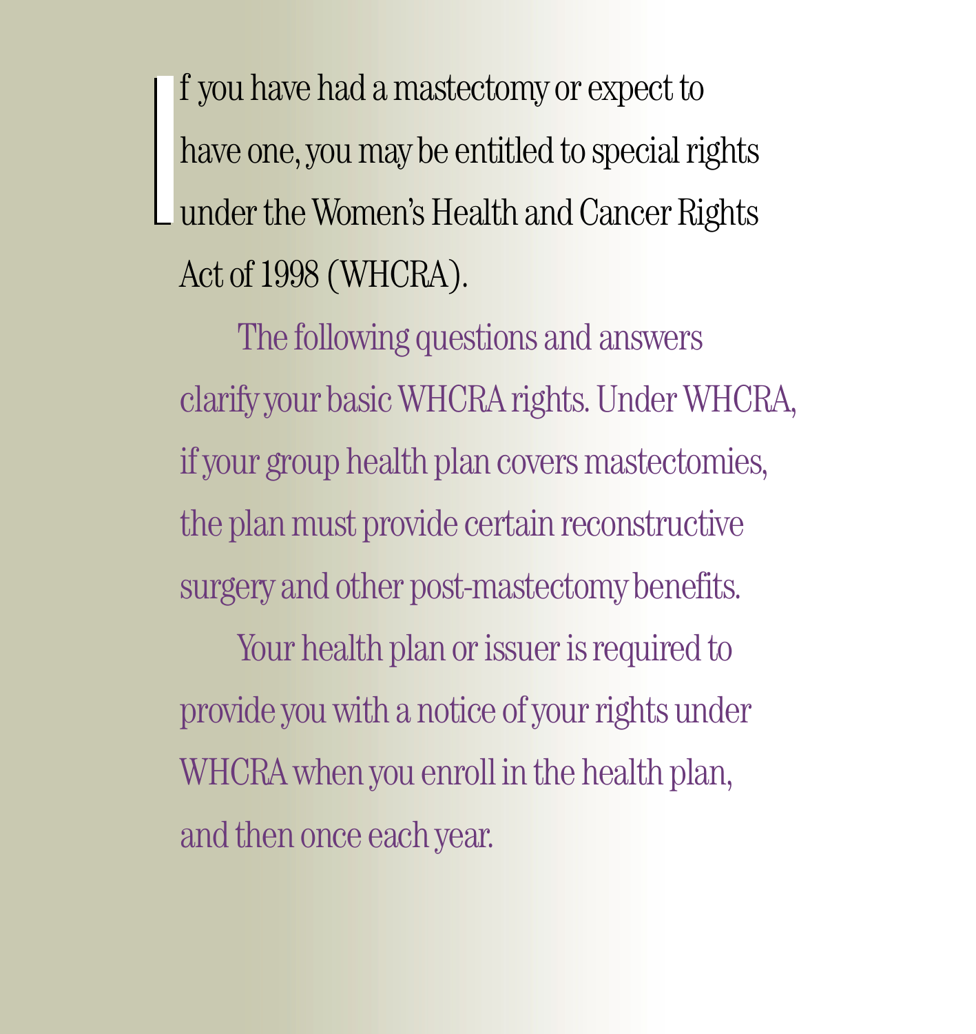If you have had a mastectomy or expect to have one, you may be entitled to special rights under the Women's Health and Cancer Rights Act of 1998 (WHCRA).

The following questions and answers clarify your basic WHCRA rights. Under WHCRA, if your group health plan covers mastectomies, the plan must provide certain reconstructive surgery and other post-mastectomy benefits.

Your health plan or issuer is required to provide you with a notice of your rights under WHCRA when you enroll in the health plan, and then once each year.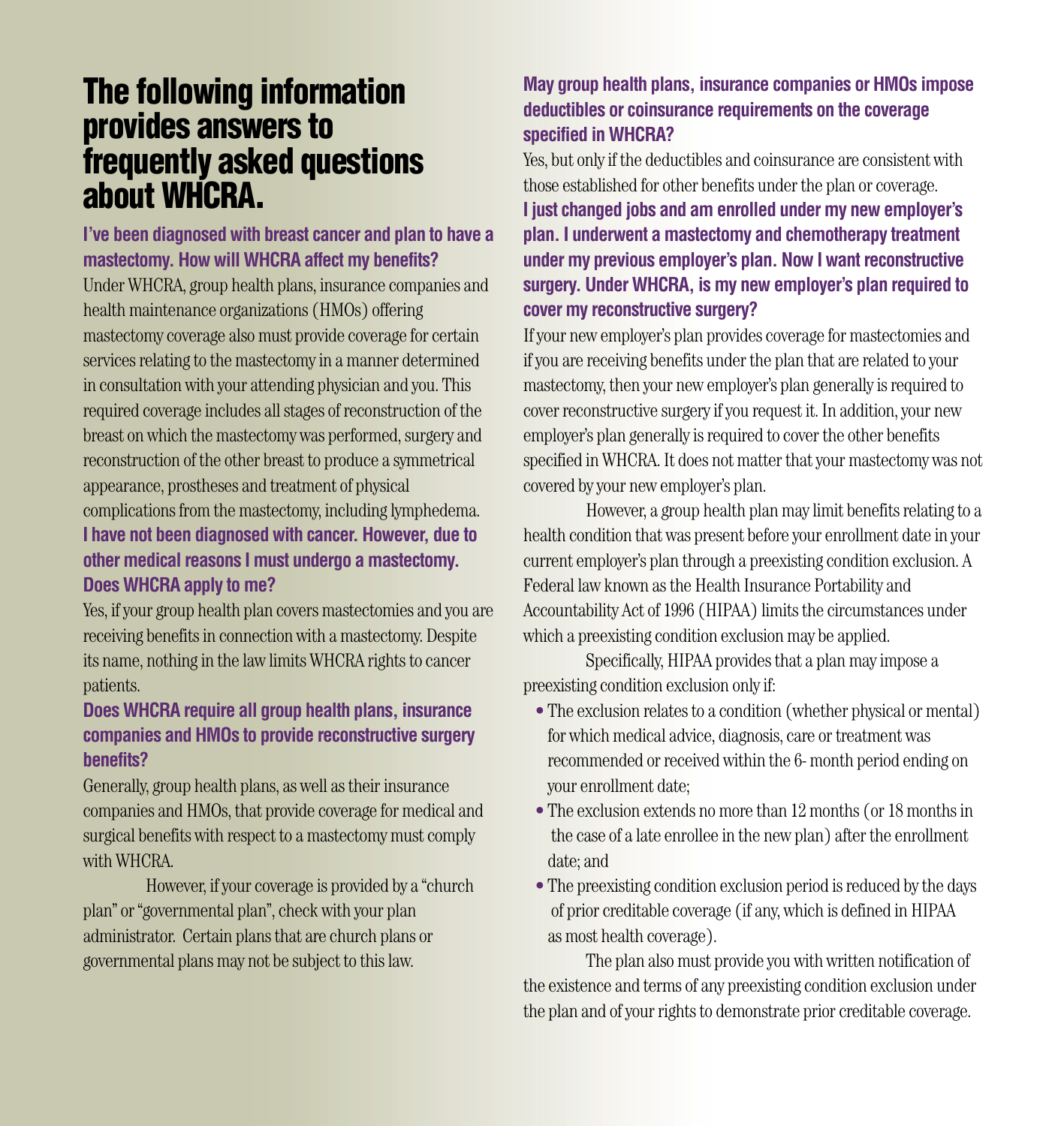# The following information provides answers to frequently asked questions about WHCRA.

### I've been diagnosed with breast cancer and plan to have a mastectomy. How will WHCRA affect my benefits?

Under WHCRA, group health plans, insurance companies and health maintenance organizations (HMOs) offering mastectomy coverage also must provide coverage for certain services relating to the mastectomy in a manner determined in consultation with your attending physician and you. This required coverage includes all stages of reconstruction of the breast on which the mastectomy was performed, surgery and reconstruction of the other breast to produce a symmetrical appearance, prostheses and treatment of physical complications from the mastectomy, including lymphedema.

### I have not been diagnosed with cancer. However, due to other medical reasons I must undergo a mastectomy. Does WHCRA apply to me?

Yes, if your group health plan covers mastectomies and you are receiving benefits in connection with a mastectomy. Despite its name, nothing in the law limits WHCRA rights to cancer patients.

### Does WHCRA require all group health plans, insurance companies and HMOs to provide reconstructive surgery benefits?

Generally, group health plans, as well as their insurance companies and HMOs, that provide coverage for medical and surgical benefits with respect to a mastectomy must comply with WHCRA.

However, if your coverage is provided by a "church plan" or "governmental plan", check with your plan administrator. Certain plans that are church plans or governmental plans may not be subject to this law.

### May group health plans, insurance companies or HMOs impose deductibles or coinsurance requirements on the coverage specified in WHCRA?

Yes, but only if the deductibles and coinsurance are consistent with those established for other benefits under the plan or coverage.

### I just changed jobs and am enrolled under my new employer's plan. I underwent a mastectomy and chemotherapy treatment under my previous employer's plan. Now I want reconstructive surgery. Under WHCRA, is my new employer's plan required to cover my reconstructive surgery?

If your new employer's plan provides coverage for mastectomies and if you are receiving benefits under the plan that are related to your mastectomy, then your new employer's plan generally is required to cover reconstructive surgery if you request it. In addition, your new employer's plan generally is required to cover the other benefits specified in WHCRA. It does not matter that your mastectomy was not covered by your new employer's plan.

However, a group health plan may limit benefits relating to a health condition that was present before your enrollment date in your current employer's plan through a preexisting condition exclusion. A Federal law known as the Health Insurance Portability and Accountability Act of 1996 (HIPAA) limits the circumstances under which a preexisting condition exclusion may be applied.

Specifically, HIPAA provides that a plan may impose a preexisting condition exclusion only if:

- The exclusion relates to a condition (whether physical or mental) for which medical advice, diagnosis, care or treatment was recommended or received within the 6- month period ending on your enrollment date;
- The exclusion extends no more than 12 months (or 18 months in the case of a late enrollee in the new plan) after the enrollment date; and
- The preexisting condition exclusion period is reduced by the days of prior creditable coverage (if any, which is defined in HIPAA as most health coverage).

The plan also must provide you with written notification of the existence and terms of any preexisting condition exclusion under the plan and of your rights to demonstrate prior creditable coverage.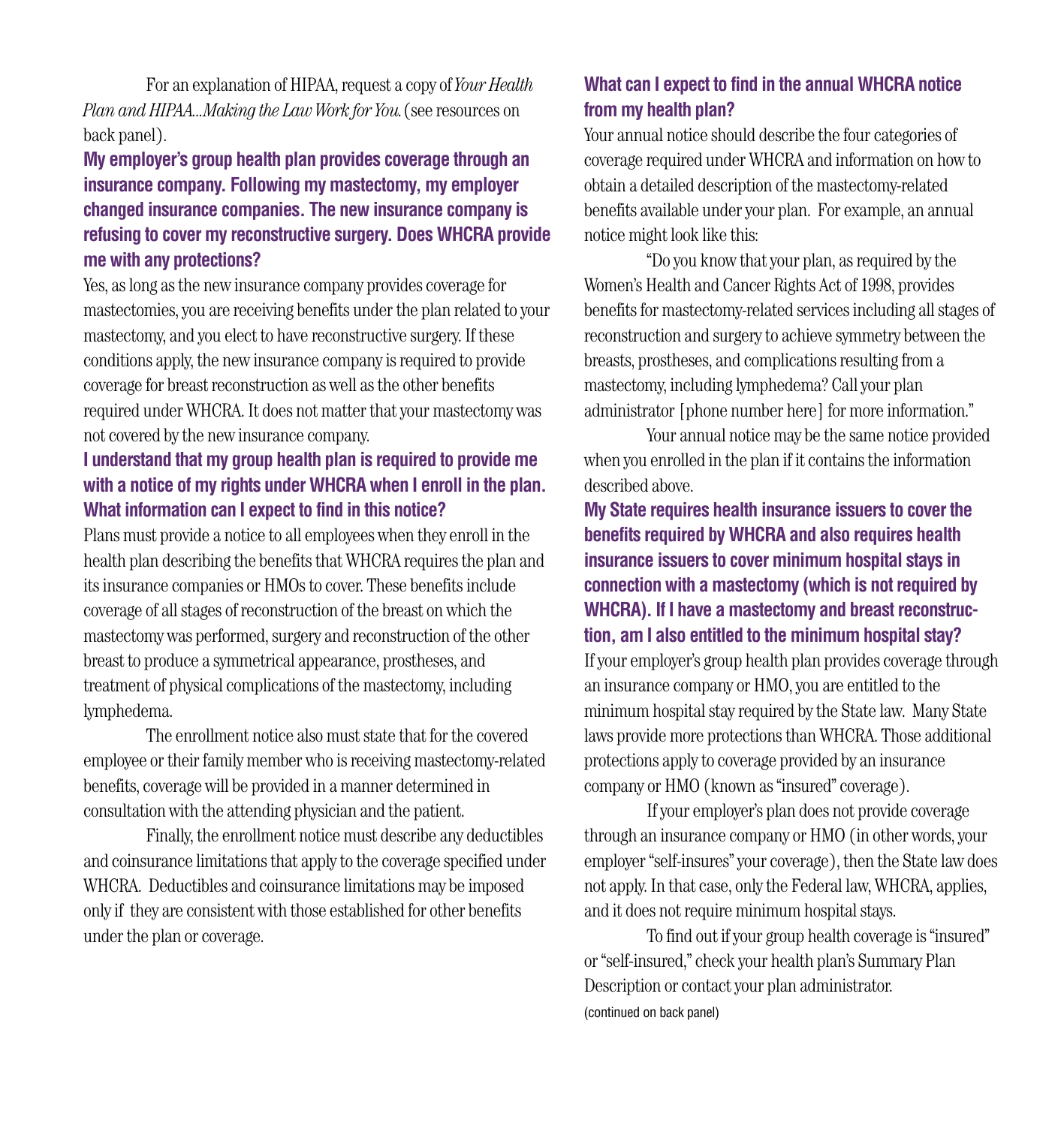For an explanation of HIPAA, request a copy of *Your Health Plan and HIPAA...Making the Law Work for You.* (see resources on back panel).

### My employer's group health plan provides coverage through an insurance company. Following my mastectomy, my employer changed insurance companies. The new insurance company is refusing to cover my reconstructive surgery. Does WHCRA provide me with any protections?

Yes, as long as the new insurance company provides coverage for mastectomies, you are receiving benefits under the plan related to your mastectomy, and you elect to have reconstructive surgery. If these conditions apply, the new insurance company is required to provide coverage for breast reconstruction as well as the other benefits required under WHCRA. It does not matter that your mastectomy was not covered by the new insurance company.

### I understand that my group health plan is required to provide me with a notice of my rights under WHCRA when I enroll in the plan. What information can I expect to find in this notice?

Plans must provide a notice to all employees when they enroll in the health plan describing the benefits that WHCRA requires the plan and its insurance companies or HMOs to cover. These benefits include coverage of all stages of reconstruction of the breast on which the mastectomy was performed, surgery and reconstruction of the other breast to produce a symmetrical appearance, prostheses, and treatment of physical complications of the mastectomy, including lymphedema.

The enrollment notice also must state that for the covered employee or their family member who is receiving mastectomy-related benefits, coverage will be provided in a manner determined in consultation with the attending physician and the patient.

Finally, the enrollment notice must describe any deductibles and coinsurance limitations that apply to the coverage specified under WHCRA. Deductibles and coinsurance limitations may be imposed only if they are consistent with those established for other benefits under the plan or coverage.

### What can I expect to find in the annual WHCRA notice from my health plan?

Your annual notice should describe the four categories of coverage required under WHCRA and information on how to obtain a detailed description of the mastectomy-related benefits available under your plan. For example, an annual notice might look like this:

"Do you know that your plan, as required by the Women's Health and Cancer Rights Act of 1998, provides benefits for mastectomy-related services including all stages of reconstruction and surgery to achieve symmetry between the breasts, prostheses, and complications resulting from a mastectomy, including lymphedema? Call your plan administrator [phone number here] for more information."

Your annual notice may be the same notice provided when you enrolled in the plan if it contains the information described above.

### My State requires health insurance issuers to cover the benefits required by WHCRA and also requires health insurance issuers to cover minimum hospital stays in connection with a mastectomy (which is not required by WHCRA). If I have a mastectomy and breast reconstruction, am I also entitled to the minimum hospital stay?

If your employer's group health plan provides coverage through an insurance company or HMO, you are entitled to the minimum hospital stay required by the State law. Many State laws provide more protections than WHCRA. Those additional protections apply to coverage provided by an insurance company or HMO (known as "insured" coverage).

If your employer's plan does not provide coverage through an insurance company or HMO (in other words, your employer "self-insures" your coverage), then the State law does not apply. In that case, only the Federal law, WHCRA, applies, and it does not require minimum hospital stays.

To find out if your group health coverage is "insured" or "self-insured," check your health plan's Summary Plan Description or contact your plan administrator.

(continued on back panel)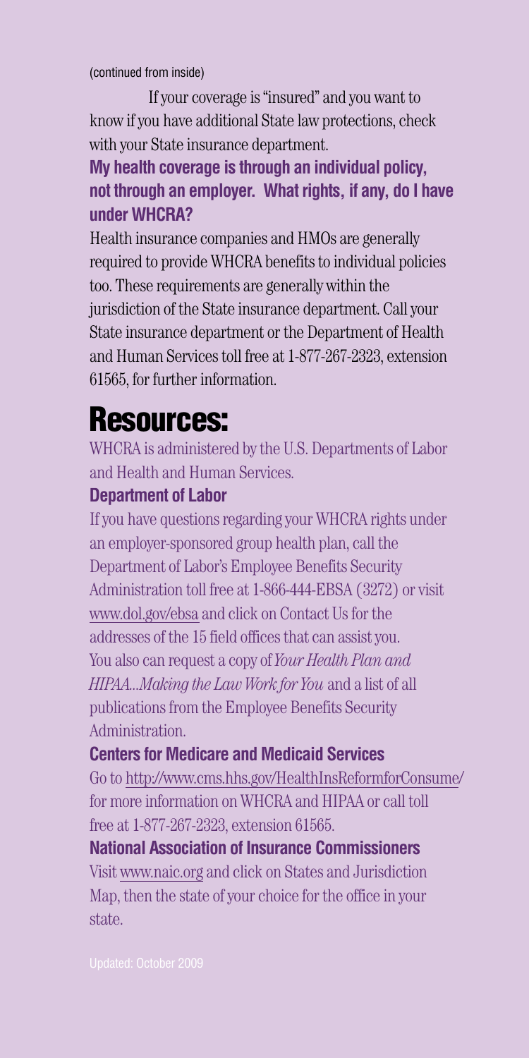(continued from inside)

If your coverage is "insured" and you want to know if you have additional State law protections, check with your State insurance department.

**My health coverage is through an individual policy, not through an employer. What rights, if any, do I have under WHCRA?**

Health insurance companies and HMOs are generally required to provide WHCRA benefits to individual policies too. These requirements are generally within the jurisdiction of the State insurance department. Call your State insurance department or the Department of Health and Human Services toll free at 1-877-267-2323, extension 61565, for further information.

# Resources:

WHCRA is administered by the U.S. Departments of Labor and Health and Human Services.

**Department of Labor**

If you have questions regarding your WHCRA rights under an employer-sponsored group health plan, call the Department of Labor's Employee Benefits Security Administration toll free at 1-866-444-EBSA (3272) or visit www.dol.gov/ebsa and click on Contact Us for the addresses of the 15 field offices that can assist you. You also can request a copy of *Your Health Plan and HIPAA...Making the Law Work for You* and a list of all publications from the Employee Benefits Security Administration.

**Centers for Medicare and Medicaid Services**

Go to http://www.cms.hhs.gov/HealthInsReformforConsume/ for more information on WHCRA and HIPAA or call toll free at 1-877-267-2323, extension 61565.

**National Association of Insurance Commissioners**

Visit www.naic.org and click on States and Jurisdiction Map, then the state of your choice for the office in your state.

Updated: October 2009